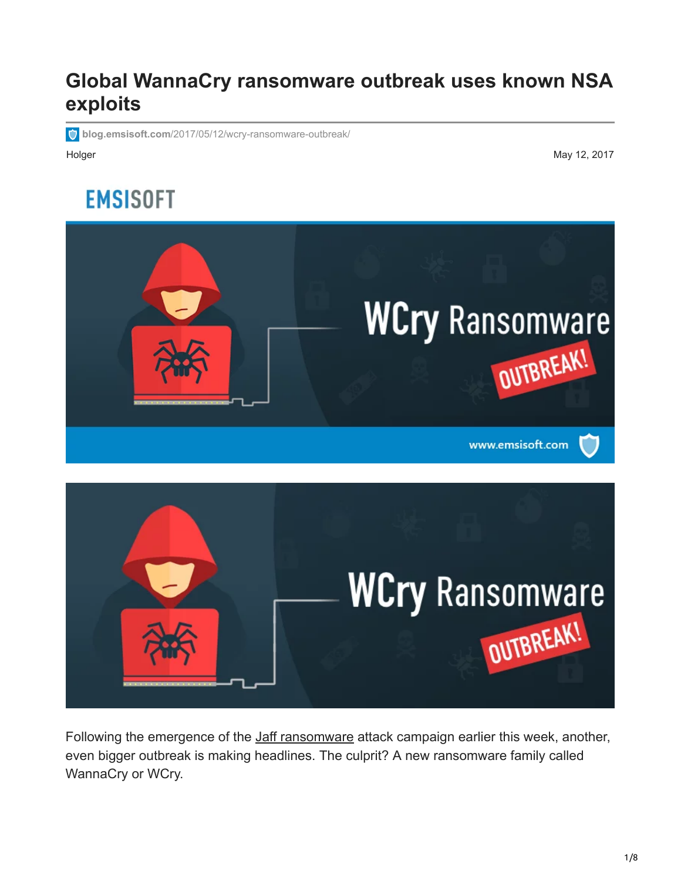# Global WannaCry ransomware outbreak uses known NSA exploits

blog.emsisoft.com/2017/05/12/wcry-ransomware-outbreak/

Holger

May 12, 2017

Following the emergence of the Jaff ransomware attack campaign earlier this week, another, even bigger outbreak is making headlines. The culprit? A new ransomware family called WannaCry or WCry.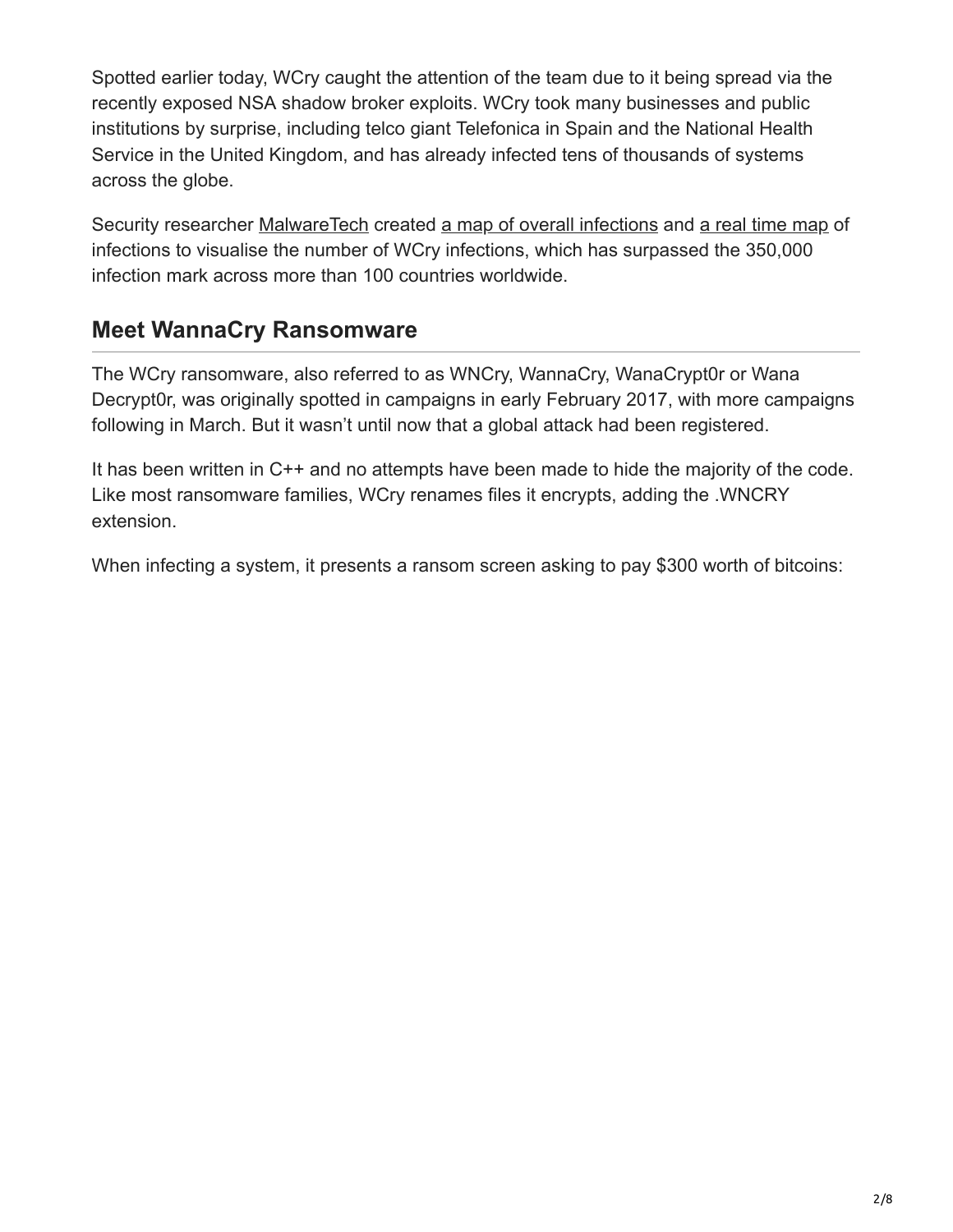Spotted earlier today, WCry caught the attention of the team due to it being spread via the recently exposed NSA shadow broker exploits. WCry took many businesses and public institutions by surprise, including telco giant Telefonica in Spain and the National Health Service in the United Kingdom, and has already infected tens of thousands of systems across the globe.

Security researcher MalwareTech created a map of overall infections and a real time map of infections to visualise the number of WCry infections, which has surpassed the 350,000 infection mark across more than 100 countries worldwide.

## Meet WannaCry Ransomware

The WCry ransomware, also referred to as WNCry, WannaCry, WanaCrypt0r or Wana Decrypt0r, was originally spotted in campaigns in early February 2017, with more campaigns following in March. But it wasn't until now that a global attack had been registered.

It has been written in C++ and no attempts have been made to hide the majority of the code. Like most ransomware families, WCry renames files it encrypts, adding the .WNCRY extension.

When infecting a system, it presents a ransom screen asking to pay $300 worth of bitcoins: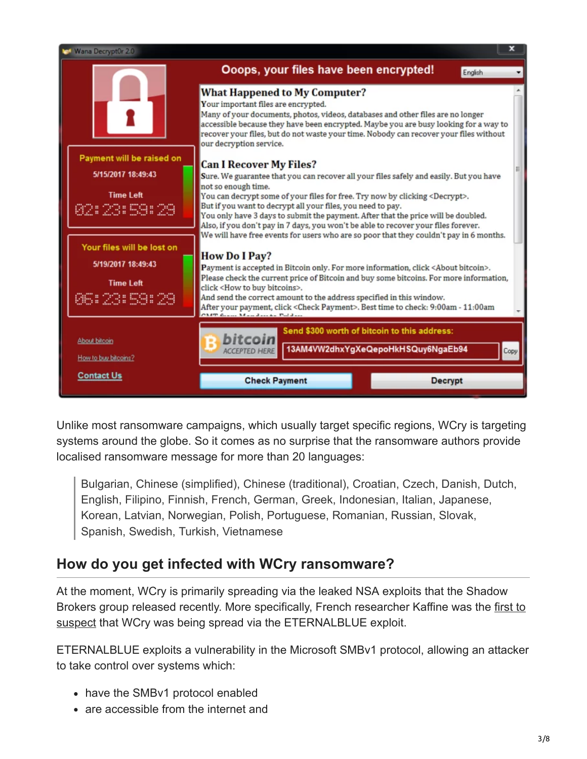Unlike most ransomware campaigns, which usually target specific regions, WCry is targeting systems around the globe. So it comes as no surprise that the ransomware authors provide localised ransomware message for more than 20 languages:

> Bulgarian, Chinese (simplified), Chinese (traditional), Croatian, Czech, Danish, Dutch, English, Filipino, Finnish, French, German, Greek, Indonesian, Italian, Japanese, Korean, Latvian, Norwegian, Polish, Portuguese, Romanian, Russian, Slovak, Spanish, Swedish, Turkish, Vietnamese

## How do you get infected with WCry ransomware?

At the moment, WCry is primarily spreading via the leaked NSA exploits that the Shadow Brokers group released recently. More specifically, French researcher Kaffine was the first to suspect that WCry was being spread via the ETERNALBLUE exploit.

ETERNALBLUE exploits a vulnerability in the Microsoft SMBv1 protocol, allowing an attacker to take control over systems which:

- have the SMBv1 protocol enabled
- are accessible from the internet and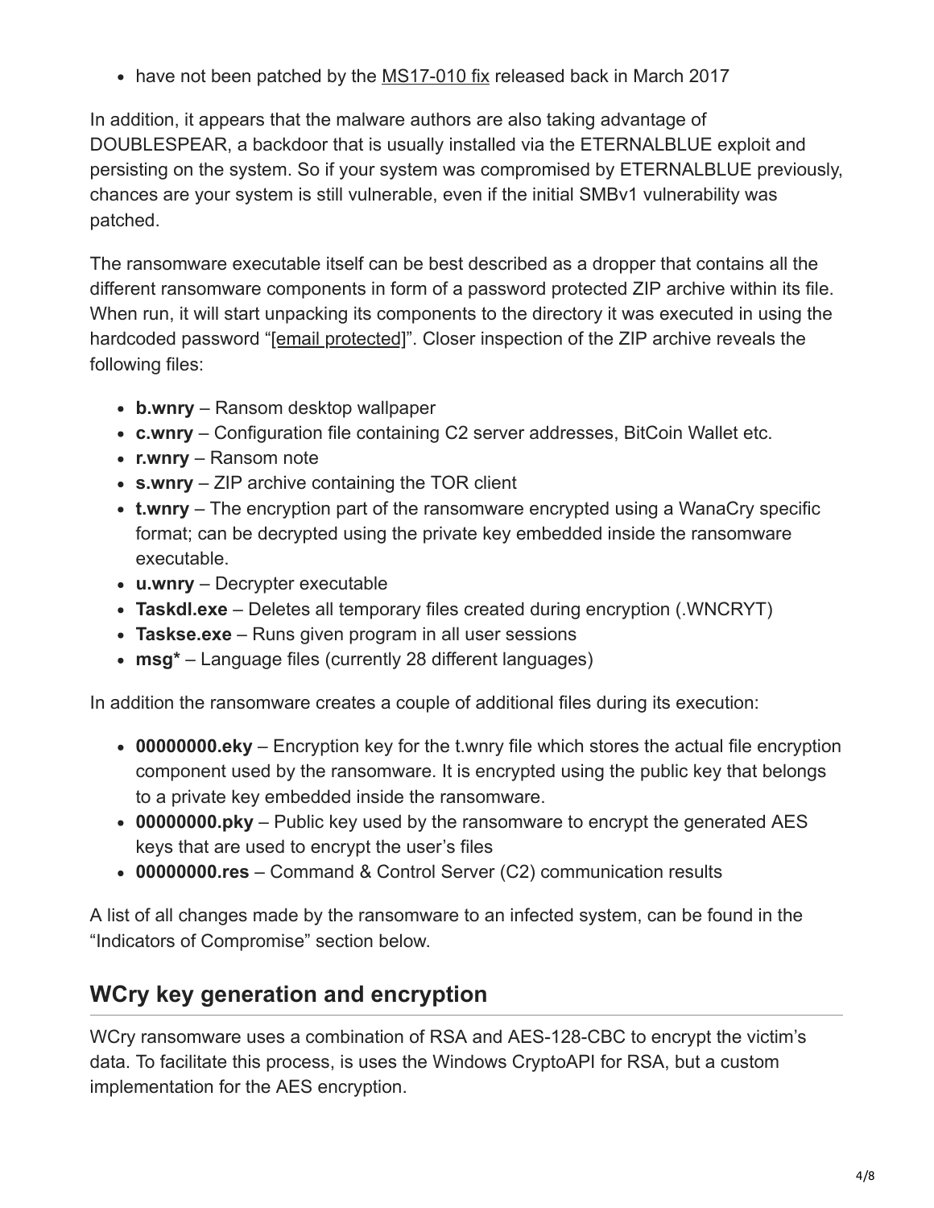- have not been patched by the MS17-010 fix released back in March 2017

In addition, it appears that the malware authors are also taking advantage of DOUBLESPEAR, a backdoor that is usually installed via the ETERNALBLUE exploit and persisting on the system. So if your system was compromised by ETERNALBLUE previously, chances are your system is still vulnerable, even if the initial SMBv1 vulnerability was patched.

The ransomware executable itself can be best described as a dropper that contains all the different ransomware components in form of a password protected ZIP archive within its file. When run, it will start unpacking its components to the directory it was executed in using the hardcoded password "[email protected]". Closer inspection of the ZIP archive reveals the following files:

- **b.wnry** – Ransom desktop wallpaper
- **c.wnry** – Configuration file containing C2 server addresses, BitCoin Wallet etc.
- **r.wnry** – Ransom note
- **s.wnry** – ZIP archive containing the TOR client
- **t.wnry** – The encryption part of the ransomware encrypted using a WanaCry specific format; can be decrypted using the private key embedded inside the ransomware executable.
- **u.wnry** – Decrypter executable
- **Taskdl.exe** – Deletes all temporary files created during encryption (.WNCRYT)
- **Taskse.exe** – Runs given program in all user sessions
- **msg*** – Language files (currently 28 different languages)

In addition the ransomware creates a couple of additional files during its execution:

- **00000000.eky** – Encryption key for the t.wnry file which stores the actual file encryption component used by the ransomware. It is encrypted using the public key that belongs to a private key embedded inside the ransomware.
- **00000000.pky** – Public key used by the ransomware to encrypt the generated AES keys that are used to encrypt the user's files
- **00000000.res** – Command & Control Server (C2) communication results

A list of all changes made by the ransomware to an infected system, can be found in the "Indicators of Compromise" section below.

## WCry key generation and encryption

WCry ransomware uses a combination of RSA and AES-128-CBC to encrypt the victim's data. To facilitate this process, is uses the Windows CryptoAPI for RSA, but a custom implementation for the AES encryption.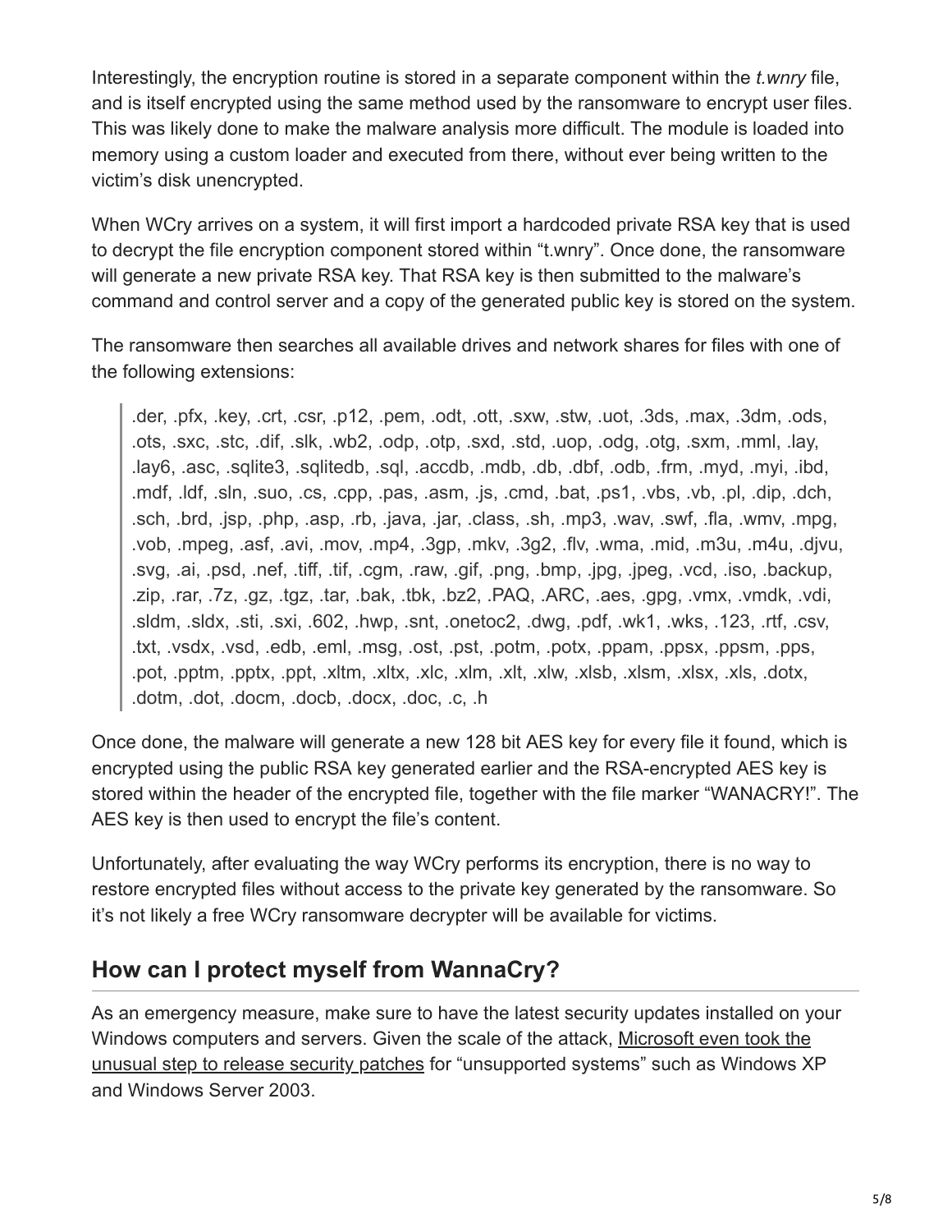Interestingly, the encryption routine is stored in a separate component within the *t.wnry* file, and is itself encrypted using the same method used by the ransomware to encrypt user files. This was likely done to make the malware analysis more difficult. The module is loaded into memory using a custom loader and executed from there, without ever being written to the victim's disk unencrypted.

When WCry arrives on a system, it will first import a hardcoded private RSA key that is used to decrypt the file encryption component stored within "t.wnry". Once done, the ransomware will generate a new private RSA key. That RSA key is then submitted to the malware's command and control server and a copy of the generated public key is stored on the system.

The ransomware then searches all available drives and network shares for files with one of the following extensions:

> .der, .pfx, .key, .crt, .csr, .p12, .pem, .odt, .ott, .sxw, .stw, .uot, .3ds, .max, .3dm, .ods, .ots, .sxc, .stc, .dif, .slk, .wb2, .odp, .otp, .sxd, .std, .uop, .odg, .otg, .sxm, .mml, .lay, .lay6, .asc, .sqlite3, .sqlitedb, .sql, .accdb, .mdb, .db, .dbf, .odb, .frm, .myd, .myi, .ibd, .mdf, .ldf, .sln, .suo, .cs, .cpp, .pas, .asm, .js, .cmd, .bat, .ps1, .vbs, .vb, .pl, .dip, .dch, .sch, .brd, .jsp, .php, .asp, .rb, .java, .jar, .class, .sh, .mp3, .wav, .swf, .fla, .wmv, .mpg, .vob, .mpeg, .asf, .avi, .mov, .mp4, .3gp, .mkv, .3g2, .flv, .wma, .mid, .m3u, .m4u, .djvu, .svg, .ai, .psd, .nef, .tiff, .tif, .cgm, .raw, .gif, .png, .bmp, .jpg, .jpeg, .vcd, .iso, .backup, .zip, .rar, .7z, .gz, .tgz, .tar, .bak, .tbk, .bz2, .PAQ, .ARC, .aes, .gpg, .vmx, .vmdk, .vdi, .sldm, .sldx, .sti, .sxi, .602, .hwp, .snt, .onetoc2, .dwg, .pdf, .wk1, .wks, .123, .rtf, .csv, .txt, .vsdx, .vsd, .edb, .eml, .msg, .ost, .pst, .potm, .potx, .ppam, .ppsx, .ppsm, .pps, .pot, .pptm, .pptx, .ppt, .xltm, .xltx, .xlc, .xlm, .xlt, .xlw, .xlsb, .xlsm, .xlsx, .xls, .dotx, .dotm, .dot, .docm, .docb, .docx, .doc, .c, .h

Once done, the malware will generate a new 128 bit AES key for every file it found, which is encrypted using the public RSA key generated earlier and the RSA-encrypted AES key is stored within the header of the encrypted file, together with the file marker "WANACRY!". The AES key is then used to encrypt the file's content.

Unfortunately, after evaluating the way WCry performs its encryption, there is no way to restore encrypted files without access to the private key generated by the ransomware. So it's not likely a free WCry ransomware decrypter will be available for victims.

## How can I protect myself from WannaCry?

As an emergency measure, make sure to have the latest security updates installed on your Windows computers and servers. Given the scale of the attack, Microsoft even took the unusual step to release security patches for "unsupported systems" such as Windows XP and Windows Server 2003.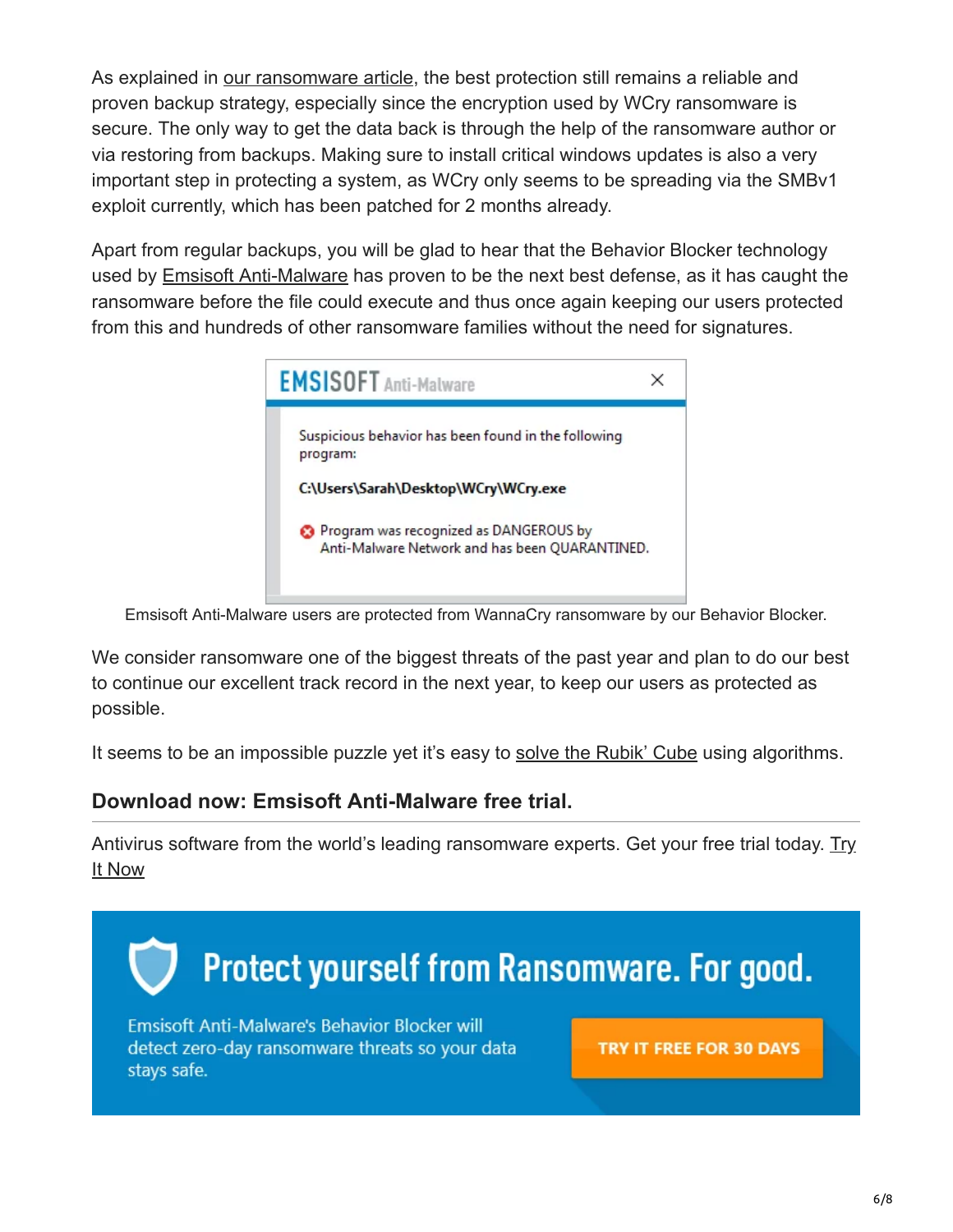As explained in our ransomware article, the best protection still remains a reliable and proven backup strategy, especially since the encryption used by WCry ransomware is secure. The only way to get the data back is through the help of the ransomware author or via restoring from backups. Making sure to install critical windows updates is also a very important step in protecting a system, as WCry only seems to be spreading via the SMBv1 exploit currently, which has been patched for 2 months already.

Apart from regular backups, you will be glad to hear that the Behavior Blocker technology used by Emsisoft Anti-Malware has proven to be the next best defense, as it has caught the ransomware before the file could execute and thus once again keeping our users protected from this and hundreds of other ransomware families without the need for signatures.

Emsisoft Anti-Malware users are protected from WannaCry ransomware by our Behavior Blocker.

We consider ransomware one of the biggest threats of the past year and plan to do our best to continue our excellent track record in the next year, to keep our users as protected as possible.

It seems to be an impossible puzzle yet it's easy to solve the Rubik' Cube using algorithms.

### Download now: Emsisoft Anti-Malware free trial.

Antivirus software from the world's leading ransomware experts. Get your free trial today. Try It Now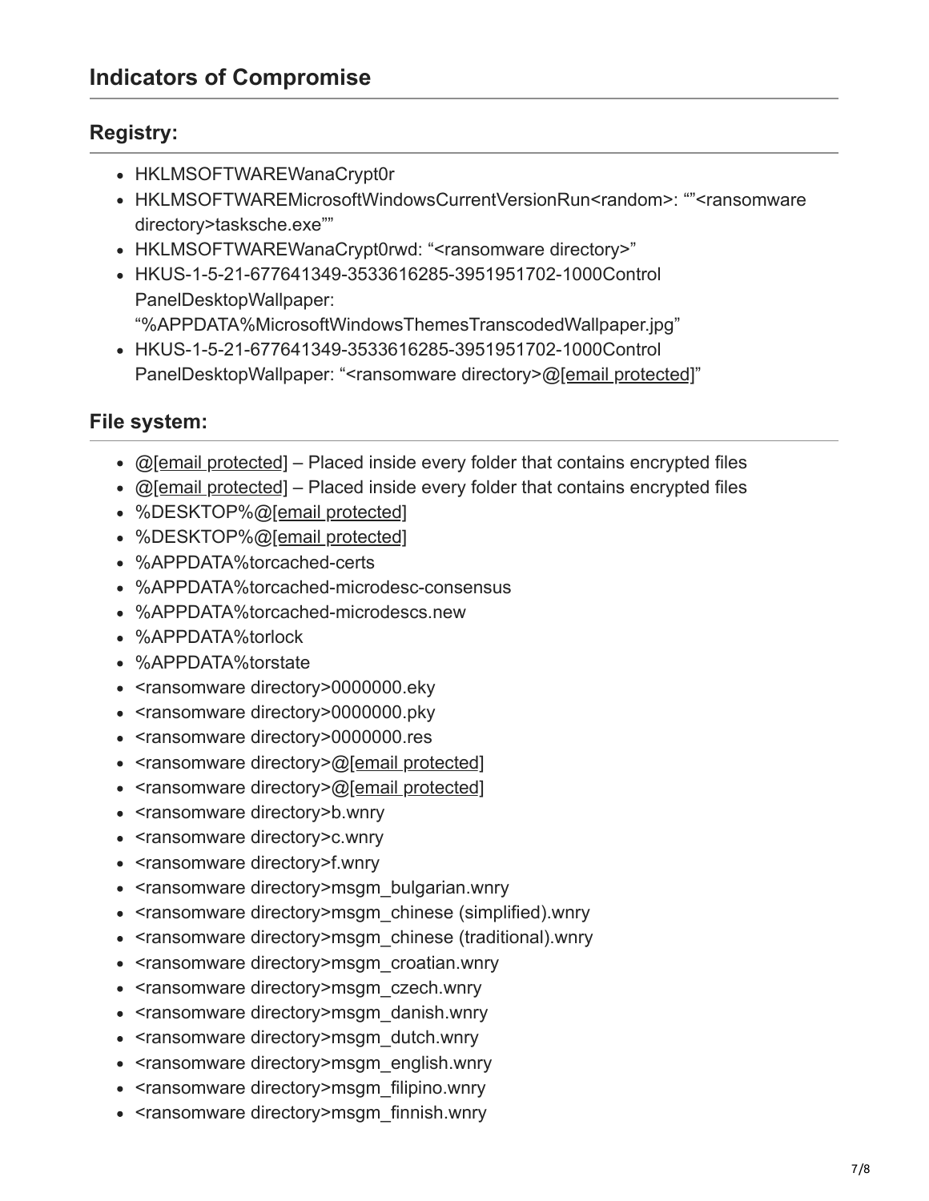## Indicators of Compromise

### Registry:

- HKLMSOFTWAREWanaCrypt0r
- HKLMSOFTWAREMicrosoftWindowsCurrentVersionRun<random>: “”<ransomware directory>tasksche.exe””
- HKLMSOFTWAREWanaCrypt0rwd: “<ransomware directory>”
- HKUS-1-5-21-677641349-3533616285-3951951702-1000Control PanelDesktopWallpaper: “%APPDATA%MicrosoftWindowsThemesTranscodedWallpaper.jpg”
- HKUS-1-5-21-677641349-3533616285-3951951702-1000Control PanelDesktopWallpaper: “<ransomware directory>@[email protected]”

### File system:

- @[email protected] – Placed inside every folder that contains encrypted files
- @[email protected] – Placed inside every folder that contains encrypted files
- %DESKTOP%@[email protected]
- %DESKTOP%@[email protected]
- %APPDATA%torcached-certs
- %APPDATA%torcached-microdesc-consensus
- %APPDATA%torcached-microdescs.new
- %APPDATA%torlock
- %APPDATA%torstate
- <ransomware directory>0000000.eky
- <ransomware directory>0000000.pky
- <ransomware directory>0000000.res
- <ransomware directory>@[email protected]
- <ransomware directory>@[email protected]
- <ransomware directory>b.wnry
- <ransomware directory>c.wnry
- <ransomware directory>f.wnry
- <ransomware directory>msgm_bulgarian.wnry
- <ransomware directory>msgm_chinese (simplified).wnry
- <ransomware directory>msgm_chinese (traditional).wnry
- <ransomware directory>msgm_croatian.wnry
- <ransomware directory>msgm_czech.wnry
- <ransomware directory>msgm_danish.wnry
- <ransomware directory>msgm_dutch.wnry
- <ransomware directory>msgm_english.wnry
- <ransomware directory>msgm_filipino.wnry
- <ransomware directory>msgm_finnish.wnry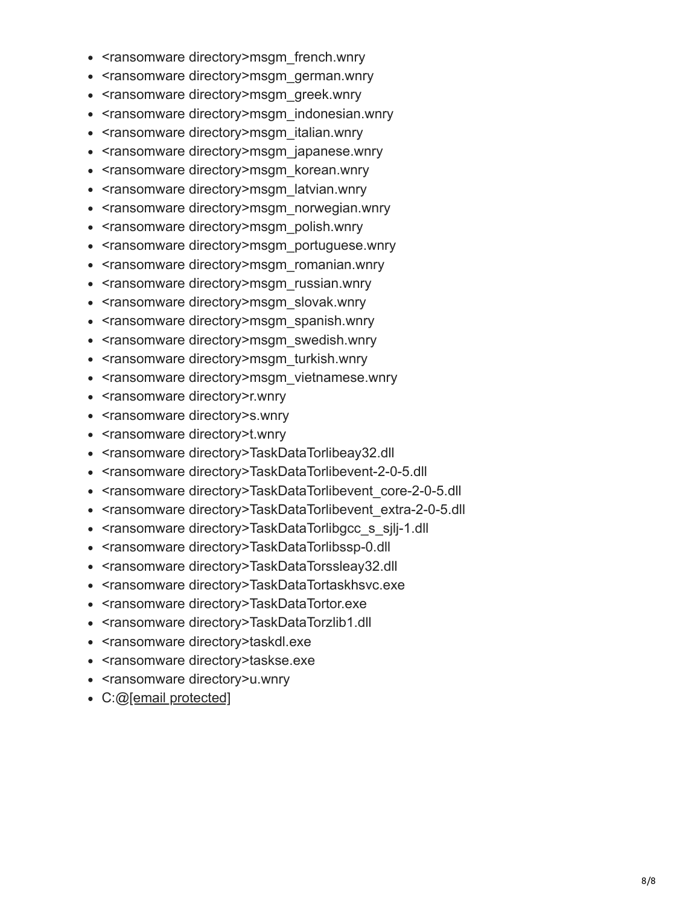- <ransomware directory>msgm_french.wnry
- <ransomware directory>msgm_german.wnry
- <ransomware directory>msgm_greek.wnry
- <ransomware directory>msgm_indonesian.wnry
- <ransomware directory>msgm_italian.wnry
- <ransomware directory>msgm_japanese.wnry
- <ransomware directory>msgm_korean.wnry
- <ransomware directory>msgm_latvian.wnry
- <ransomware directory>msgm_norwegian.wnry
- <ransomware directory>msgm_polish.wnry
- <ransomware directory>msgm_portuguese.wnry
- <ransomware directory>msgm_romanian.wnry
- <ransomware directory>msgm_russian.wnry
- <ransomware directory>msgm_slovak.wnry
- <ransomware directory>msgm_spanish.wnry
- <ransomware directory>msgm_swedish.wnry
- <ransomware directory>msgm_turkish.wnry
- <ransomware directory>msgm_vietnamese.wnry
- <ransomware directory>r.wnry
- <ransomware directory>s.wnry
- <ransomware directory>t.wnry
- <ransomware directory>TaskDataTorlibeay32.dll
- <ransomware directory>TaskDataTorlibevent-2-0-5.dll
- <ransomware directory>TaskDataTorlibevent_core-2-0-5.dll
- <ransomware directory>TaskDataTorlibevent_extra-2-0-5.dll
- <ransomware directory>TaskDataTorlibgcc_s_sjlj-1.dll
- <ransomware directory>TaskDataTorlibssp-0.dll
- <ransomware directory>TaskDataTorssleay32.dll
- <ransomware directory>TaskDataTortaskhsvc.exe
- <ransomware directory>TaskDataTortor.exe
- <ransomware directory>TaskDataTorzlib1.dll
- <ransomware directory>taskdl.exe
- <ransomware directory>taskse.exe
- <ransomware directory>u.wnry
- C:@[email protected]